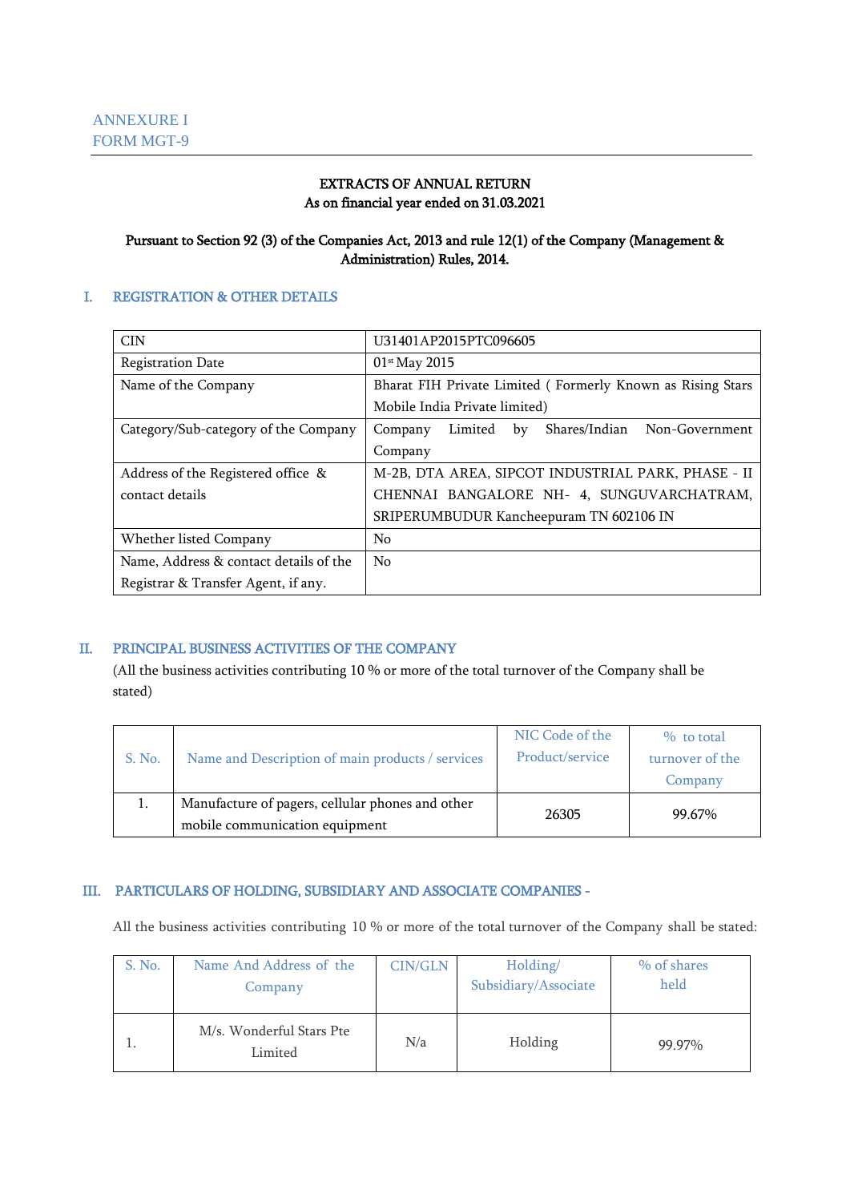ANNEXURE I
FORM MGT-9

**EXTRACTS OF ANNUAL RETURN**
**As on financial year ended on 31.03.2021**

**Pursuant to Section 92 (3) of the Companies Act, 2013 and rule 12(1) of the Company (Management & Administration) Rules, 2014.**

## I. REGISTRATION & OTHER DETAILS

| | |
|---|---|
| CIN | U31401AP2015PTC096605 |
| Registration Date | 01st May 2015 |
| Name of the Company | Bharat FIH Private Limited ( Formerly Known as Rising Stars Mobile India Private limited) |
| Category/Sub-category of the Company | Company Limited by Shares/Indian Non-Government Company |
| Address of the Registered office & contact details | M-2B, DTA AREA, SIPCOT INDUSTRIAL PARK, PHASE - II CHENNAI BANGALORE NH- 4, SUNGUVARCHATRAM, SRIPERUMBUDUR Kancheepuram TN 602106 IN |
| Whether listed Company | No |
| Name, Address & contact details of the Registrar & Transfer Agent, if any. | No |

## II. PRINCIPAL BUSINESS ACTIVITIES OF THE COMPANY

(All the business activities contributing 10 % or more of the total turnover of the Company shall be stated)

| S. No. | Name and Description of main products / services | NIC Code of the Product/service | % to total turnover of the Company |
|---|---|---|---|
| 1. | Manufacture of pagers, cellular phones and other mobile communication equipment | 26305 | 99.67% |

## III. PARTICULARS OF HOLDING, SUBSIDIARY AND ASSOCIATE COMPANIES -

All the business activities contributing 10 % or more of the total turnover of the Company shall be stated:

| S. No. | Name And Address of the Company | CIN/GLN | Holding/ Subsidiary/Associate | % of shares held |
|---|---|---|---|---|
| 1. | M/s. Wonderful Stars Pte Limited | N/a | Holding | 99.97% |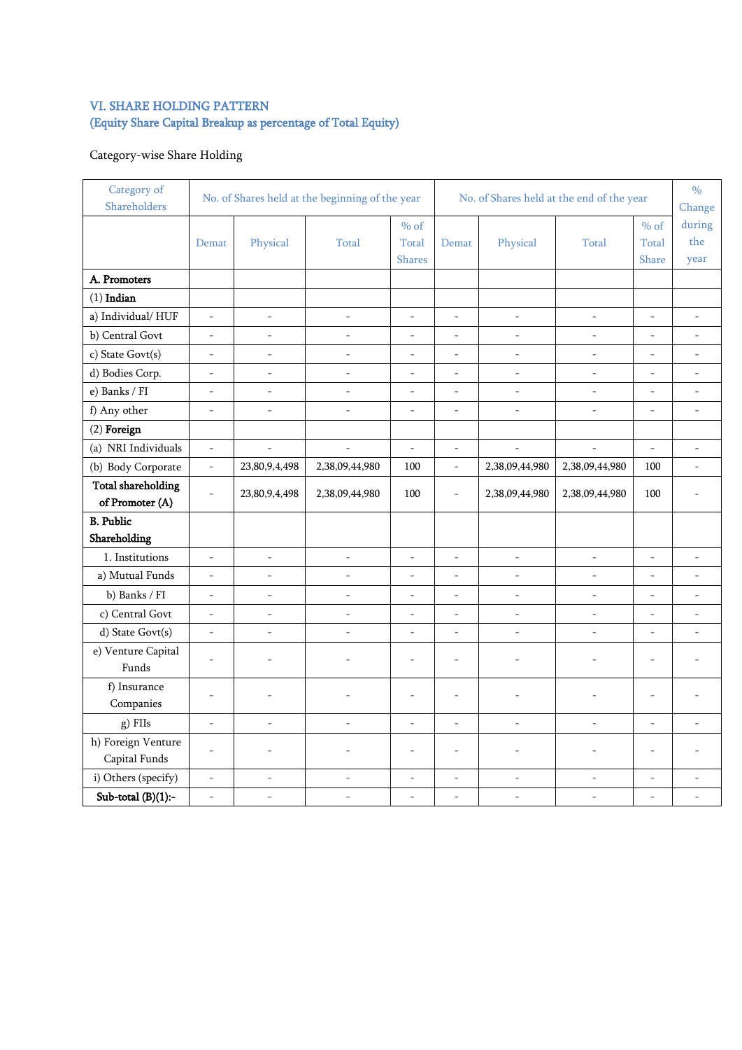### VI. SHARE HOLDING PATTERN
### (Equity Share Capital Breakup as percentage of Total Equity)

Category-wise Share Holding

| Category of Shareholders | No. of Shares held at the beginning of the year | | | | No. of Shares held at the end of the year | | | | % Change during the year |
|---|---|---|---|---|---|---|---|---|---|
| | Demat | Physical | Total | % of Total Shares | Demat | Physical | Total | % of Total Share | |
| **A. Promoters** | | | | | | | | | |
| (1) **Indian** | | | | | | | | | |
| a) Individual/ HUF | - | - | - | - | - | - | - | - | - |
| b) Central Govt | - | - | - | - | - | - | - | - | - |
| c) State Govt(s) | - | - | - | - | - | - | - | - | - |
| d) Bodies Corp. | - | - | - | - | - | - | - | - | - |
| e) Banks / FI | - | - | - | - | - | - | - | - | - |
| f) Any other | - | - | - | - | - | - | - | - | - |
| (2) **Foreign** | | | | | | | | | |
| (a) NRI Individuals | - | - | - | - | - | - | - | - | - |
| (b) Body Corporate | - | 23,80,9,4,498 | 2,38,09,44,980 | 100 | - | 2,38,09,44,980 | 2,38,09,44,980 | 100 | - |
| **Total shareholding of Promoter (A)** | - | 23,80,9,4,498 | 2,38,09,44,980 | 100 | - | 2,38,09,44,980 | 2,38,09,44,980 | 100 | - |
| **B. Public Shareholding** | | | | | | | | | |
| 1. Institutions | - | - | - | - | - | - | - | - | - |
| a) Mutual Funds | - | - | - | - | - | - | - | - | - |
| b) Banks / FI | - | - | - | - | - | - | - | - | - |
| c) Central Govt | - | - | - | - | - | - | - | - | - |
| d) State Govt(s) | - | - | - | - | - | - | - | - | - |
| e) Venture Capital Funds | - | - | - | - | - | - | - | - | - |
| f) Insurance Companies | - | - | - | - | - | - | - | - | - |
| g) FIIs | - | - | - | - | - | - | - | - | - |
| h) Foreign Venture Capital Funds | - | - | - | - | - | - | - | - | - |
| i) Others (specify) | - | - | - | - | - | - | - | - | - |
| **Sub-total (B)(1):-** | - | - | - | - | - | - | - | - | - |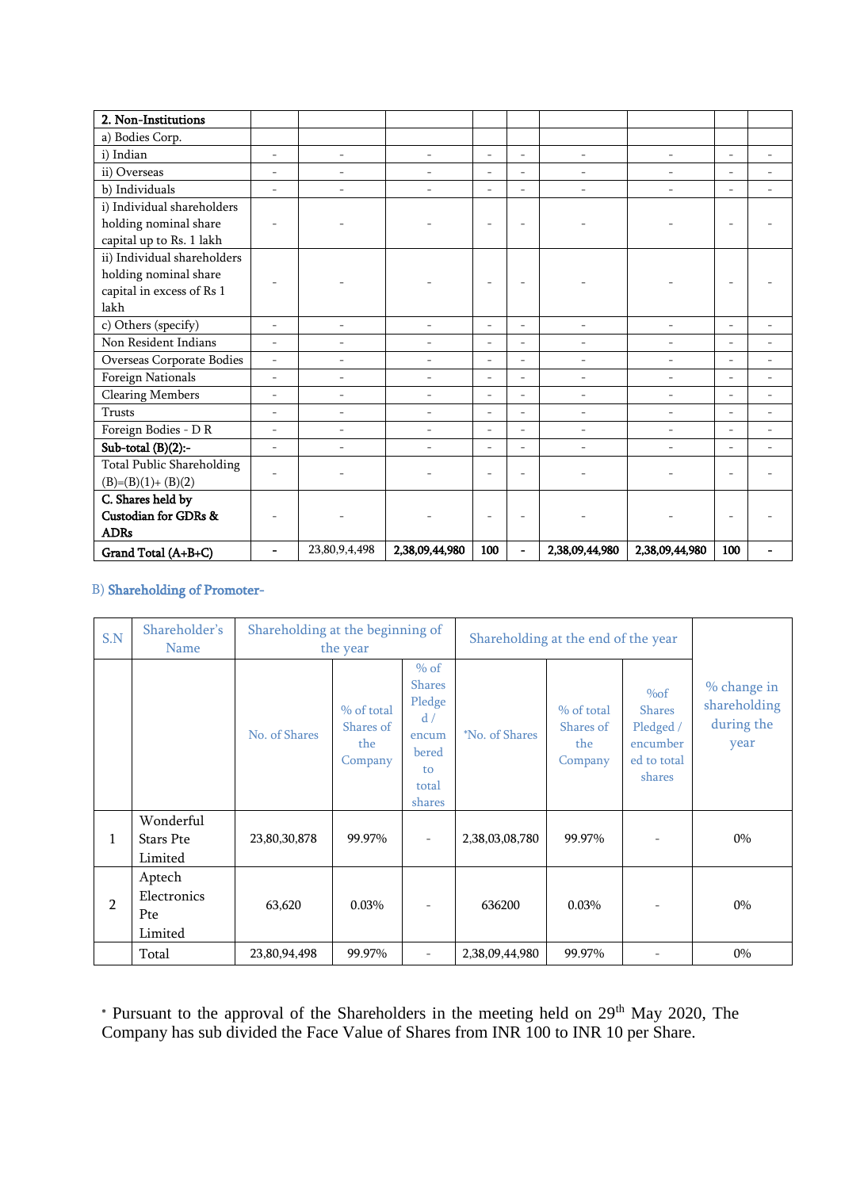| 2. Non-Institutions | | | | | | | | | |
|---|---|---|---|---|---|---|---|---|---|
| a) Bodies Corp. | | | | | | | | | |
| i) Indian | - | - | - | - | - | - | - | - | - |
| ii) Overseas | - | - | - | - | - | - | - | - | - |
| b) Individuals | - | - | - | - | - | - | - | - | - |
| i) Individual shareholders holding nominal share capital up to Rs. 1 lakh | - | - | - | - | - | - | - | - | - |
| ii) Individual shareholders holding nominal share capital in excess of Rs 1 lakh | - | - | - | - | - | - | - | - | - |
| c) Others (specify) | - | - | - | - | - | - | - | - | - |
| Non Resident Indians | - | - | - | - | - | - | - | - | - |
| Overseas Corporate Bodies | - | - | - | - | - | - | - | - | - |
| Foreign Nationals | - | - | - | - | - | - | - | - | - |
| Clearing Members | - | - | - | - | - | - | - | - | - |
| Trusts | - | - | - | - | - | - | - | - | - |
| Foreign Bodies - D R | - | - | - | - | - | - | - | - | - |
| **Sub-total (B)(2):-** | - | - | - | - | - | - | - | - | - |
| Total Public Shareholding (B)=(B)(1)+ (B)(2) | - | - | - | - | - | - | - | - | - |
| **C. Shares held by Custodian for GDRs & ADRs** | - | - | - | - | - | - | - | - | - |
| **Grand Total (A+B+C)** | **-** | 23,80,9,4,498 | **2,38,09,44,980** | **100** | **-** | **2,38,09,44,980** | **2,38,09,44,980** | **100** | **-** |

B) **Shareholding of Promoter-**

| S.N | Shareholder's Name | Shareholding at the beginning of the year | | | Shareholding at the end of the year | | | % change in shareholding during the year |
|---|---|---|---|---|---|---|---|---|
| | | No. of Shares | % of total Shares of the Company | % of Shares Pledged / encumbered to total shares | *No. of Shares | % of total Shares of the Company | %of Shares Pledged / encumbered to total shares | |
| 1 | Wonderful Stars Pte Limited | 23,80,30,878 | 99.97% | - | 2,38,03,08,780 | 99.97% | - | 0% |
| 2 | Aptech Electronics Pte Limited | 63,620 | 0.03% | - | 636200 | 0.03% | - | 0% |
| | Total | 23,80,94,498 | 99.97% | - | 2,38,09,44,980 | 99.97% | - | 0% |

* Pursuant to the approval of the Shareholders in the meeting held on 29th May 2020, The Company has sub divided the Face Value of Shares from INR 100 to INR 10 per Share.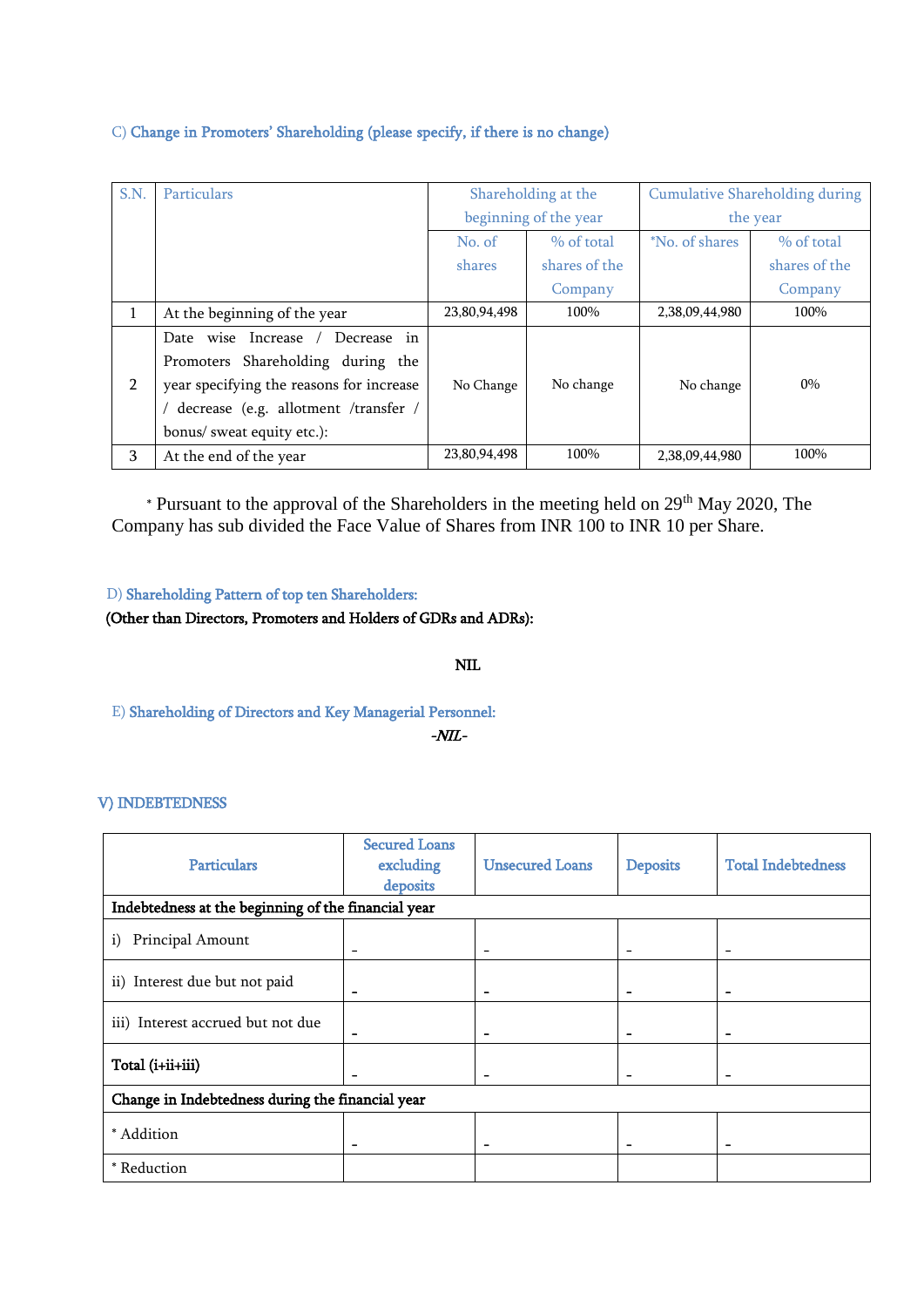C) Change in Promoters' Shareholding (please specify, if there is no change)

| S.N. | Particulars | Shareholding at the beginning of the year | | Cumulative Shareholding during the year | |
|---|---|---|---|---|---|
| | | No. of shares | % of total shares of the Company | *No. of shares | % of total shares of the Company |
| 1 | At the beginning of the year | 23,80,94,498 | 100% | 2,38,09,44,980 | 100% |
| 2 | Date wise Increase / Decrease in Promoters Shareholding during the year specifying the reasons for increase / decrease (e.g. allotment /transfer / bonus/ sweat equity etc.): | No Change | No change | No change | 0% |
| 3 | At the end of the year | 23,80,94,498 | 100% | 2,38,09,44,980 | 100% |

\* Pursuant to the approval of the Shareholders in the meeting held on 29th May 2020, The Company has sub divided the Face Value of Shares from INR 100 to INR 10 per Share.

D) **Shareholding Pattern of top ten Shareholders:**

**(Other than Directors, Promoters and Holders of GDRs and ADRs):**

**NIL**

E) **Shareholding of Directors and Key Managerial Personnel:**

***-NIL-***

**V) INDEBTEDNESS**

| Particulars | Secured Loans excluding deposits | Unsecured Loans | Deposits | Total Indebtedness |
|---|---|---|---|---|
| **Indebtedness at the beginning of the financial year** | | | | |
| i) Principal Amount | - | - | - | - |
| ii) Interest due but not paid | - | - | - | - |
| iii) Interest accrued but not due | - | - | - | - |
| **Total (i+ii+iii)** | - | - | - | - |
| **Change in Indebtedness during the financial year** | | | | |
| * Addition | - | - | - | - |
| * Reduction | | | | |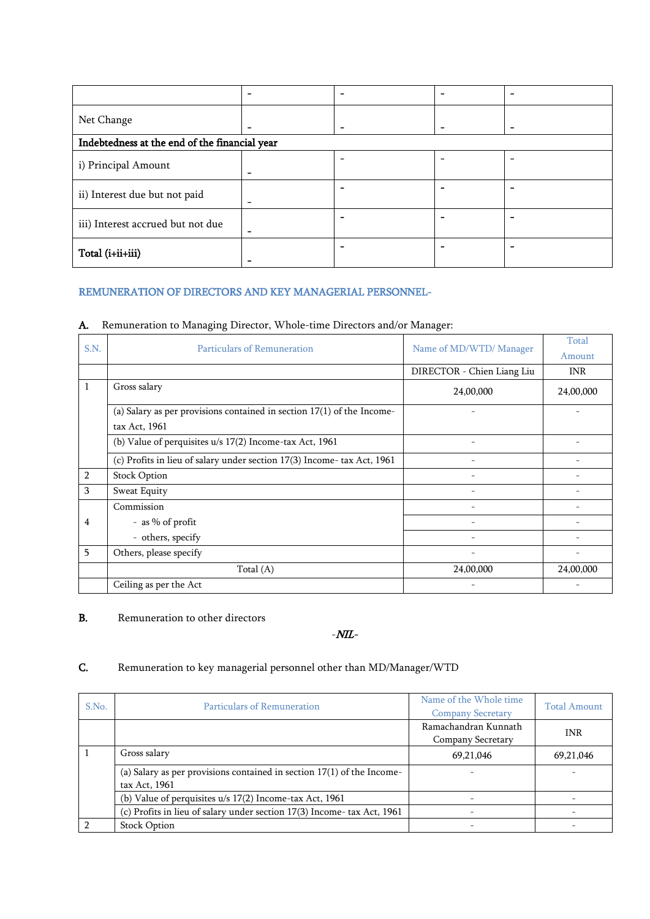| | - | - | - | - |
|---|---|---|---|---|
| Net Change | - | - | - | - |
| **Indebtedness at the end of the financial year** | | | | |
| i) Principal Amount | - | - | - | - |
| ii) Interest due but not paid | - | - | - | - |
| iii) Interest accrued but not due | - | - | - | - |
| **Total (i+ii+iii)** | - | - | - | - |

## REMUNERATION OF DIRECTORS AND KEY MANAGERIAL PERSONNEL-

**A.** Remuneration to Managing Director, Whole-time Directors and/or Manager:

| S.N. | Particulars of Remuneration | Name of MD/WTD/ Manager | Total Amount |
|---|---|---|---|
| | | DIRECTOR - Chien Liang Liu | INR |
| 1 | Gross salary | 24,00,000 | 24,00,000 |
| | (a) Salary as per provisions contained in section 17(1) of the Income-tax Act, 1961 | - | - |
| | (b) Value of perquisites u/s 17(2) Income-tax Act, 1961 | - | - |
| | (c) Profits in lieu of salary under section 17(3) Income- tax Act, 1961 | - | - |
| 2 | Stock Option | - | - |
| 3 | Sweat Equity | - | - |
| 4 | Commission | - | - |
| | - as % of profit | - | - |
| | - others, specify | - | - |
| 5 | Others, please specify | - | - |
| | Total (A) | 24,00,000 | 24,00,000 |
| | Ceiling as per the Act | - | - |

**B.** Remuneration to other directors

*-NIL-*

**C.** Remuneration to key managerial personnel other than MD/Manager/WTD

| S.No. | Particulars of Remuneration | Name of the Whole time Company Secretary | Total Amount |
|---|---|---|---|
| | | Ramachandran Kunnath Company Secretary | INR |
| 1 | Gross salary | 69,21,046 | 69,21,046 |
| | (a) Salary as per provisions contained in section 17(1) of the Income-tax Act, 1961 | - | - |
| | (b) Value of perquisites u/s 17(2) Income-tax Act, 1961 | - | - |
| | (c) Profits in lieu of salary under section 17(3) Income- tax Act, 1961 | - | - |
| 2 | Stock Option | - | - |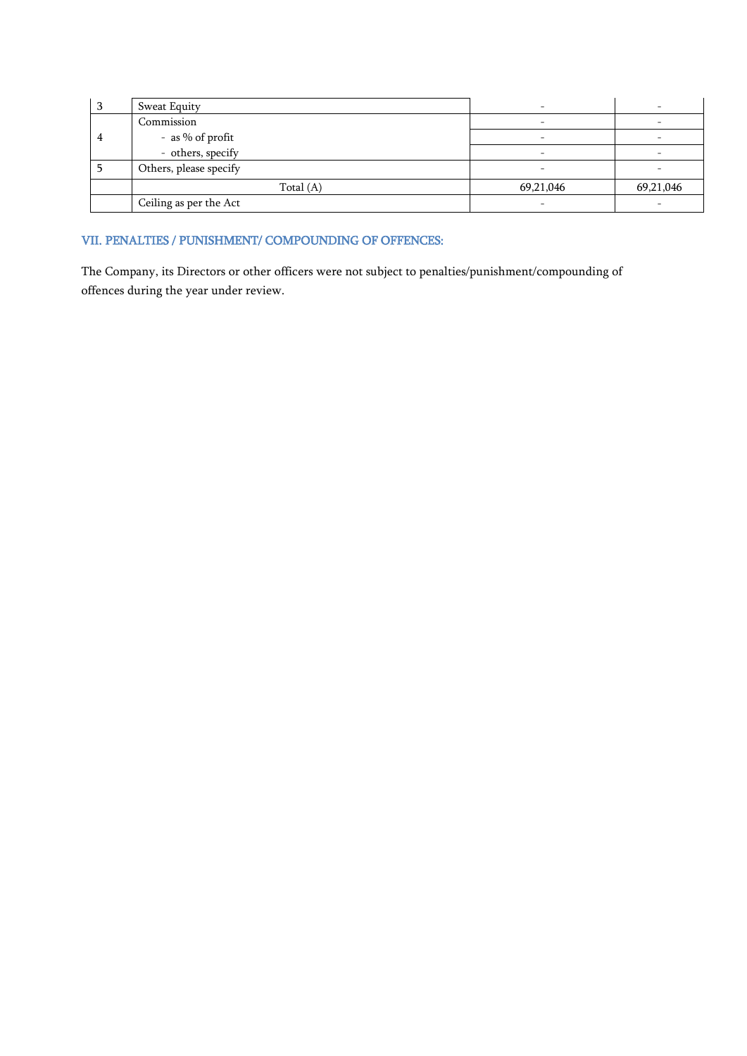| | | | |
|---|---|---|---|
| 3 | Sweat Equity | - | - |
| 4 | Commission | - | - |
| | - as % of profit | - | - |
| | - others, specify | - | - |
| 5 | Others, please specify | - | - |
| | Total (A) | 69,21,046 | 69,21,046 |
| | Ceiling as per the Act | - | - |

## VII. PENALTIES / PUNISHMENT/ COMPOUNDING OF OFFENCES:

The Company, its Directors or other officers were not subject to penalties/punishment/compounding of offences during the year under review.